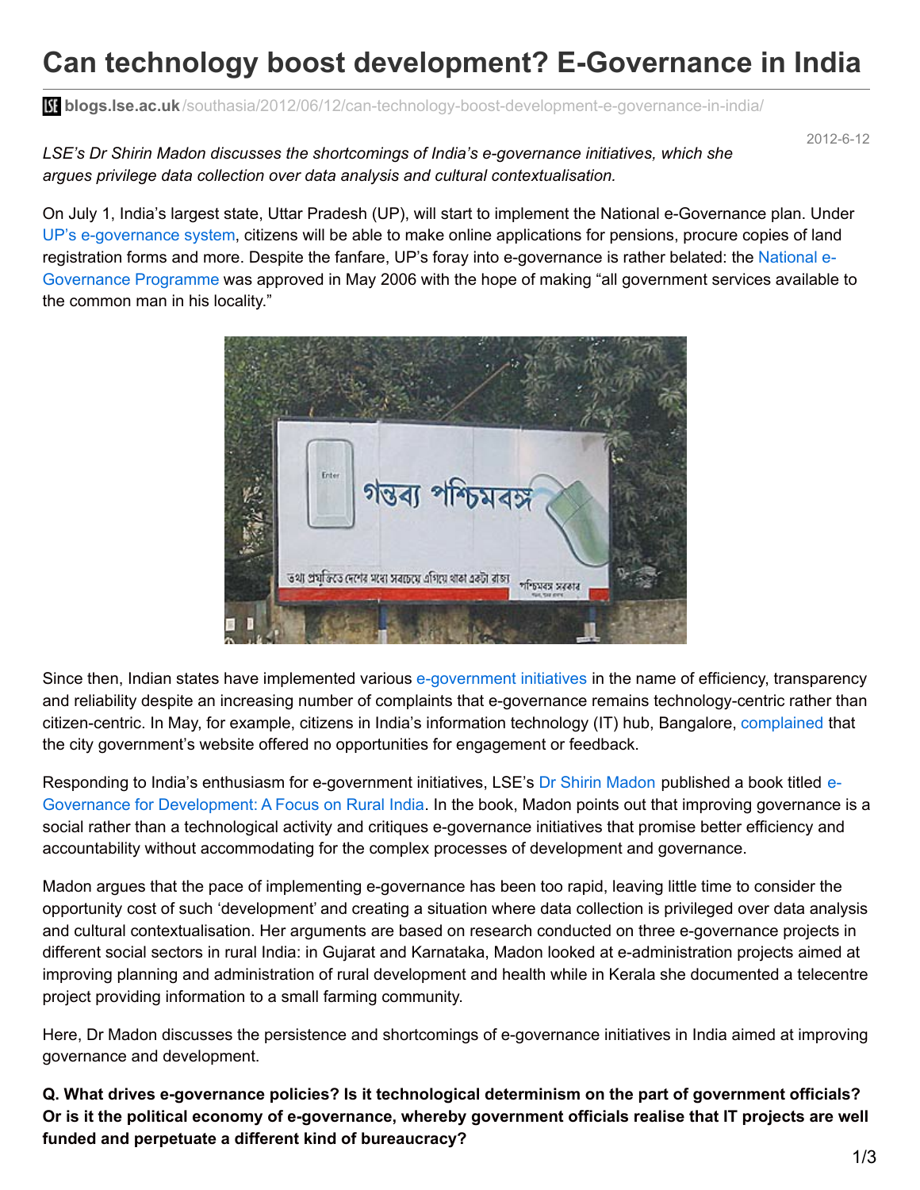# Can technology boost development? E-Governance in India

blogs.lse.ac.uk/southasia/2012/06/12/can-technology-boost-development-e-governance-in-india/

2012-6-12

*LSE's Dr Shirin Madon discusses the shortcomings of India's e-governance initiatives, which she argues privilege data collection over data analysis and cultural contextualisation.*

On July 1, India's largest state, Uttar Pradesh (UP), will start to implement the National e-Governance plan. Under UP's e-governance system, citizens will be able to make online applications for pensions, procure copies of land registration forms and more. Despite the fanfare, UP's foray into e-governance is rather belated: the National e-Governance Programme was approved in May 2006 with the hope of making "all government services available to the common man in his locality."

Since then, Indian states have implemented various e-government initiatives in the name of efficiency, transparency and reliability despite an increasing number of complaints that e-governance remains technology-centric rather than citizen-centric. In May, for example, citizens in India's information technology (IT) hub, Bangalore, complained that the city government's website offered no opportunities for engagement or feedback.

Responding to India's enthusiasm for e-government initiatives, LSE's Dr Shirin Madon published a book titled e-Governance for Development: A Focus on Rural India. In the book, Madon points out that improving governance is a social rather than a technological activity and critiques e-governance initiatives that promise better efficiency and accountability without accommodating for the complex processes of development and governance.

Madon argues that the pace of implementing e-governance has been too rapid, leaving little time to consider the opportunity cost of such 'development' and creating a situation where data collection is privileged over data analysis and cultural contextualisation. Her arguments are based on research conducted on three e-governance projects in different social sectors in rural India: in Gujarat and Karnataka, Madon looked at e-administration projects aimed at improving planning and administration of rural development and health while in Kerala she documented a telecentre project providing information to a small farming community.

Here, Dr Madon discusses the persistence and shortcomings of e-governance initiatives in India aimed at improving governance and development.

**Q. What drives e-governance policies? Is it technological determinism on the part of government officials? Or is it the political economy of e-governance, whereby government officials realise that IT projects are well funded and perpetuate a different kind of bureaucracy?**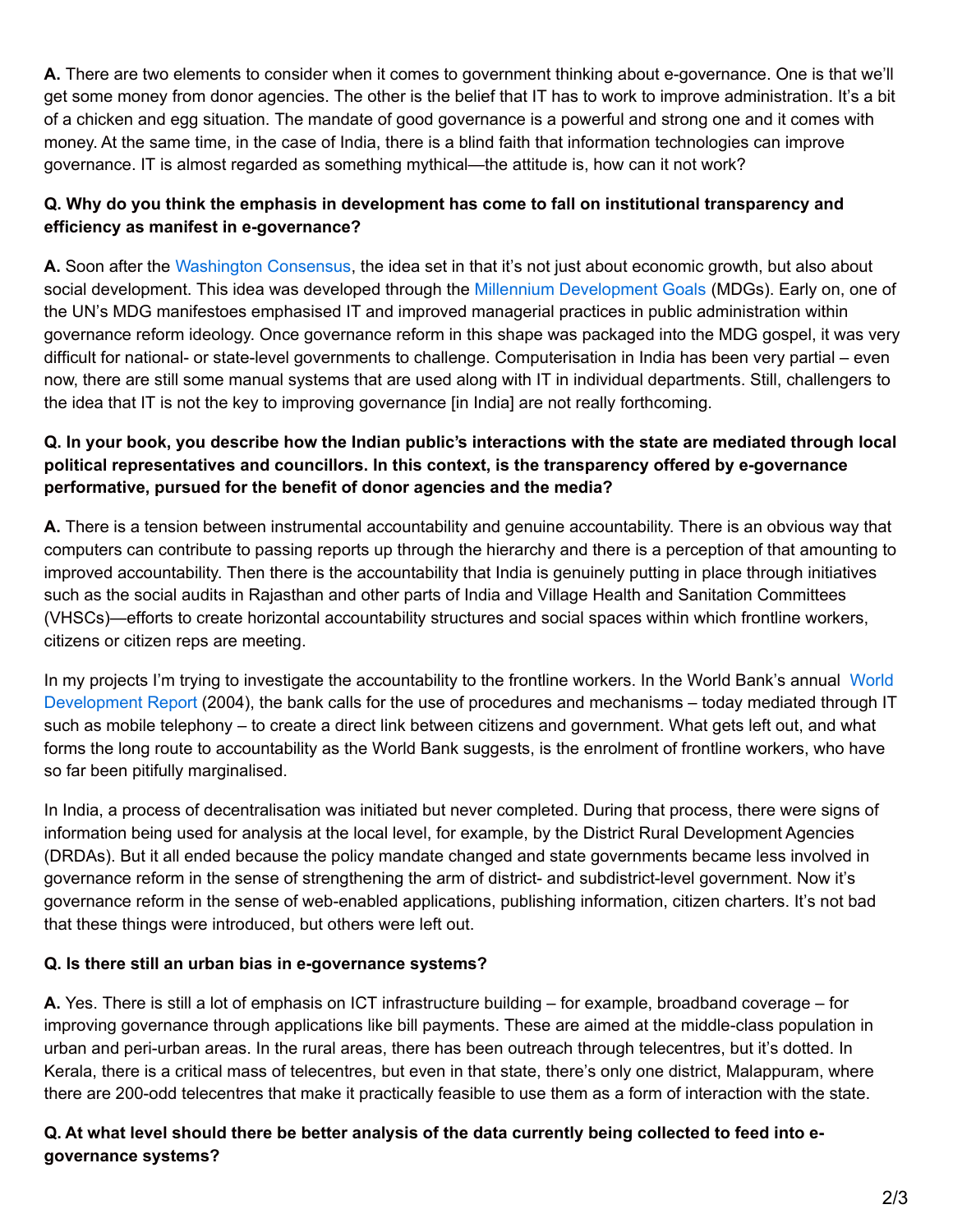**A.** There are two elements to consider when it comes to government thinking about e-governance. One is that we'll get some money from donor agencies. The other is the belief that IT has to work to improve administration. It's a bit of a chicken and egg situation. The mandate of good governance is a powerful and strong one and it comes with money. At the same time, in the case of India, there is a blind faith that information technologies can improve governance. IT is almost regarded as something mythical—the attitude is, how can it not work?

**Q. Why do you think the emphasis in development has come to fall on institutional transparency and efficiency as manifest in e-governance?**

**A.** Soon after the Washington Consensus, the idea set in that it's not just about economic growth, but also about social development. This idea was developed through the Millennium Development Goals (MDGs). Early on, one of the UN's MDG manifestoes emphasised IT and improved managerial practices in public administration within governance reform ideology. Once governance reform in this shape was packaged into the MDG gospel, it was very difficult for national- or state-level governments to challenge. Computerisation in India has been very partial – even now, there are still some manual systems that are used along with IT in individual departments. Still, challengers to the idea that IT is not the key to improving governance [in India] are not really forthcoming.

**Q. In your book, you describe how the Indian public's interactions with the state are mediated through local political representatives and councillors. In this context, is the transparency offered by e-governance performative, pursued for the benefit of donor agencies and the media?**

**A.** There is a tension between instrumental accountability and genuine accountability. There is an obvious way that computers can contribute to passing reports up through the hierarchy and there is a perception of that amounting to improved accountability. Then there is the accountability that India is genuinely putting in place through initiatives such as the social audits in Rajasthan and other parts of India and Village Health and Sanitation Committees (VHSCs)—efforts to create horizontal accountability structures and social spaces within which frontline workers, citizens or citizen reps are meeting.

In my projects I'm trying to investigate the accountability to the frontline workers. In the World Bank's annual World Development Report (2004), the bank calls for the use of procedures and mechanisms – today mediated through IT such as mobile telephony – to create a direct link between citizens and government. What gets left out, and what forms the long route to accountability as the World Bank suggests, is the enrolment of frontline workers, who have so far been pitifully marginalised.

In India, a process of decentralisation was initiated but never completed. During that process, there were signs of information being used for analysis at the local level, for example, by the District Rural Development Agencies (DRDAs). But it all ended because the policy mandate changed and state governments became less involved in governance reform in the sense of strengthening the arm of district- and subdistrict-level government. Now it's governance reform in the sense of web-enabled applications, publishing information, citizen charters. It's not bad that these things were introduced, but others were left out.

**Q. Is there still an urban bias in e-governance systems?**

**A.** Yes. There is still a lot of emphasis on ICT infrastructure building – for example, broadband coverage – for improving governance through applications like bill payments. These are aimed at the middle-class population in urban and peri-urban areas. In the rural areas, there has been outreach through telecentres, but it's dotted. In Kerala, there is a critical mass of telecentres, but even in that state, there's only one district, Malappuram, where there are 200-odd telecentres that make it practically feasible to use them as a form of interaction with the state.

**Q. At what level should there be better analysis of the data currently being collected to feed into e-governance systems?**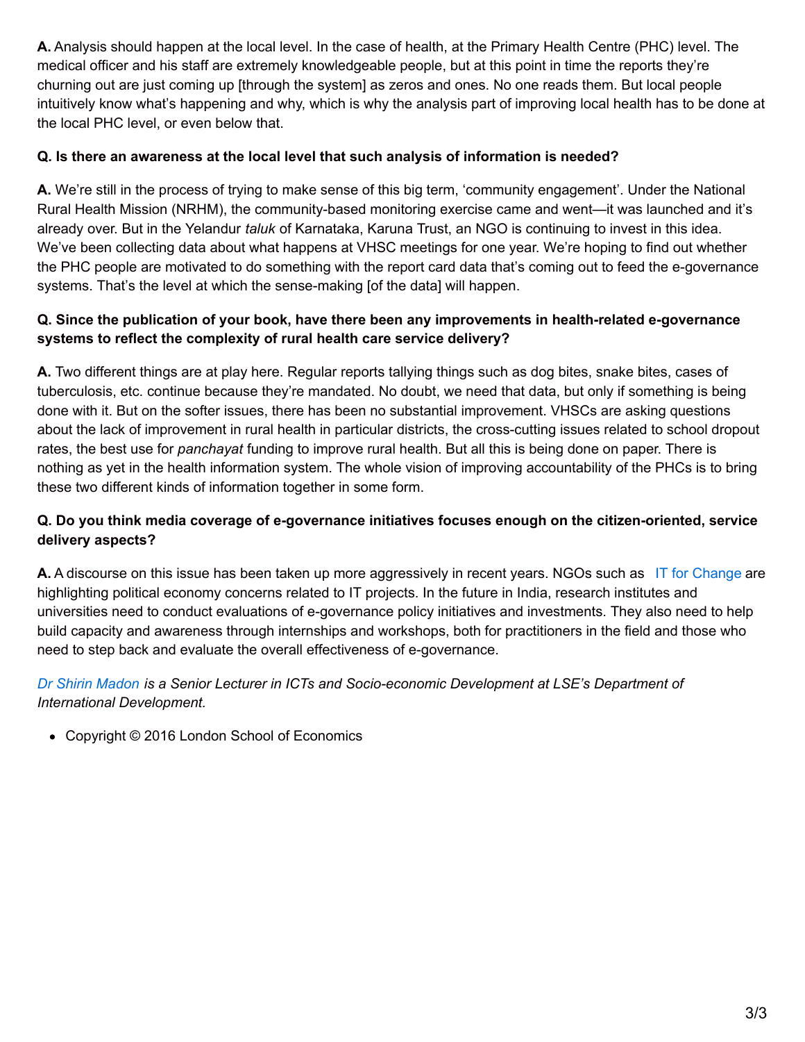**A.** Analysis should happen at the local level. In the case of health, at the Primary Health Centre (PHC) level. The medical officer and his staff are extremely knowledgeable people, but at this point in time the reports they're churning out are just coming up [through the system] as zeros and ones. No one reads them. But local people intuitively know what's happening and why, which is why the analysis part of improving local health has to be done at the local PHC level, or even below that.

**Q. Is there an awareness at the local level that such analysis of information is needed?**

**A.** We're still in the process of trying to make sense of this big term, 'community engagement'. Under the National Rural Health Mission (NRHM), the community-based monitoring exercise came and went—it was launched and it's already over. But in the Yelandur *taluk* of Karnataka, Karuna Trust, an NGO is continuing to invest in this idea. We've been collecting data about what happens at VHSC meetings for one year. We're hoping to find out whether the PHC people are motivated to do something with the report card data that's coming out to feed the e-governance systems. That's the level at which the sense-making [of the data] will happen.

**Q. Since the publication of your book, have there been any improvements in health-related e-governance systems to reflect the complexity of rural health care service delivery?**

**A.** Two different things are at play here. Regular reports tallying things such as dog bites, snake bites, cases of tuberculosis, etc. continue because they're mandated. No doubt, we need that data, but only if something is being done with it. But on the softer issues, there has been no substantial improvement. VHSCs are asking questions about the lack of improvement in rural health in particular districts, the cross-cutting issues related to school dropout rates, the best use for *panchayat* funding to improve rural health. But all this is being done on paper. There is nothing as yet in the health information system. The whole vision of improving accountability of the PHCs is to bring these two different kinds of information together in some form.

**Q. Do you think media coverage of e-governance initiatives focuses enough on the citizen-oriented, service delivery aspects?**

**A.** A discourse on this issue has been taken up more aggressively in recent years. NGOs such as IT for Change are highlighting political economy concerns related to IT projects. In the future in India, research institutes and universities need to conduct evaluations of e-governance policy initiatives and investments. They also need to help build capacity and awareness through internships and workshops, both for practitioners in the field and those who need to step back and evaluate the overall effectiveness of e-governance.

*Dr Shirin Madon is a Senior Lecturer in ICTs and Socio-economic Development at LSE's Department of International Development.*

- Copyright © 2016 London School of Economics